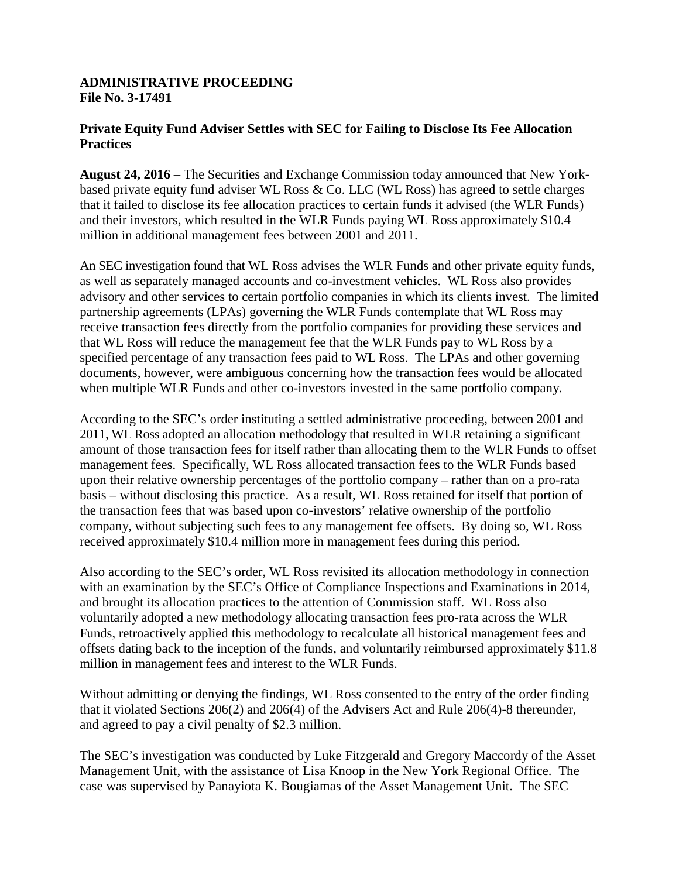**ADMINISTRATIVE PROCEEDING**
**File No. 3-17491**

**Private Equity Fund Adviser Settles with SEC for Failing to Disclose Its Fee Allocation Practices**

**August 24, 2016** – The Securities and Exchange Commission today announced that New York-based private equity fund adviser WL Ross & Co. LLC (WL Ross) has agreed to settle charges that it failed to disclose its fee allocation practices to certain funds it advised (the WLR Funds) and their investors, which resulted in the WLR Funds paying WL Ross approximately $10.4 million in additional management fees between 2001 and 2011.

An SEC investigation found that WL Ross advises the WLR Funds and other private equity funds, as well as separately managed accounts and co-investment vehicles. WL Ross also provides advisory and other services to certain portfolio companies in which its clients invest. The limited partnership agreements (LPAs) governing the WLR Funds contemplate that WL Ross may receive transaction fees directly from the portfolio companies for providing these services and that WL Ross will reduce the management fee that the WLR Funds pay to WL Ross by a specified percentage of any transaction fees paid to WL Ross. The LPAs and other governing documents, however, were ambiguous concerning how the transaction fees would be allocated when multiple WLR Funds and other co-investors invested in the same portfolio company.

According to the SEC's order instituting a settled administrative proceeding, between 2001 and 2011, WL Ross adopted an allocation methodology that resulted in WLR retaining a significant amount of those transaction fees for itself rather than allocating them to the WLR Funds to offset management fees. Specifically, WL Ross allocated transaction fees to the WLR Funds based upon their relative ownership percentages of the portfolio company – rather than on a pro-rata basis – without disclosing this practice. As a result, WL Ross retained for itself that portion of the transaction fees that was based upon co-investors' relative ownership of the portfolio company, without subjecting such fees to any management fee offsets. By doing so, WL Ross received approximately $10.4 million more in management fees during this period.

Also according to the SEC's order, WL Ross revisited its allocation methodology in connection with an examination by the SEC's Office of Compliance Inspections and Examinations in 2014, and brought its allocation practices to the attention of Commission staff. WL Ross also voluntarily adopted a new methodology allocating transaction fees pro-rata across the WLR Funds, retroactively applied this methodology to recalculate all historical management fees and offsets dating back to the inception of the funds, and voluntarily reimbursed approximately $11.8 million in management fees and interest to the WLR Funds.

Without admitting or denying the findings, WL Ross consented to the entry of the order finding that it violated Sections 206(2) and 206(4) of the Advisers Act and Rule 206(4)-8 thereunder, and agreed to pay a civil penalty of $2.3 million.

The SEC's investigation was conducted by Luke Fitzgerald and Gregory Maccordy of the Asset Management Unit, with the assistance of Lisa Knoop in the New York Regional Office. The case was supervised by Panayiota K. Bougiamas of the Asset Management Unit. The SEC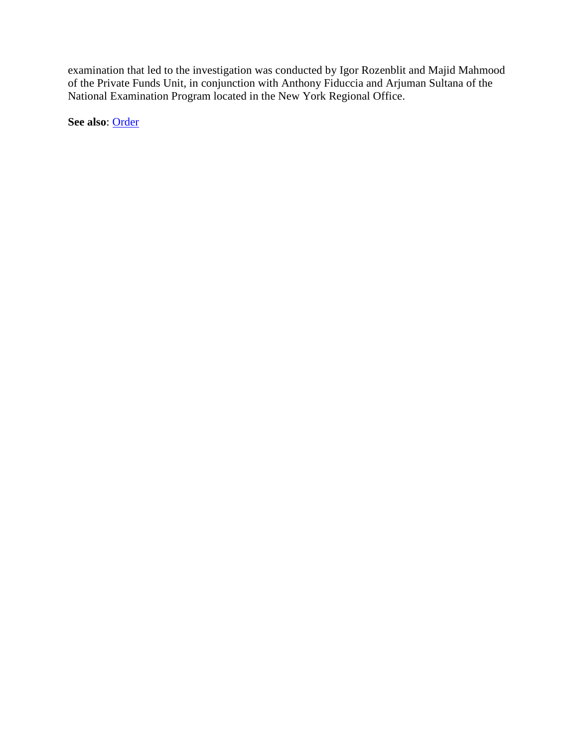examination that led to the investigation was conducted by Igor Rozenblit and Majid Mahmood of the Private Funds Unit, in conjunction with Anthony Fiduccia and Arjuman Sultana of the National Examination Program located in the New York Regional Office.

**See also**: Order